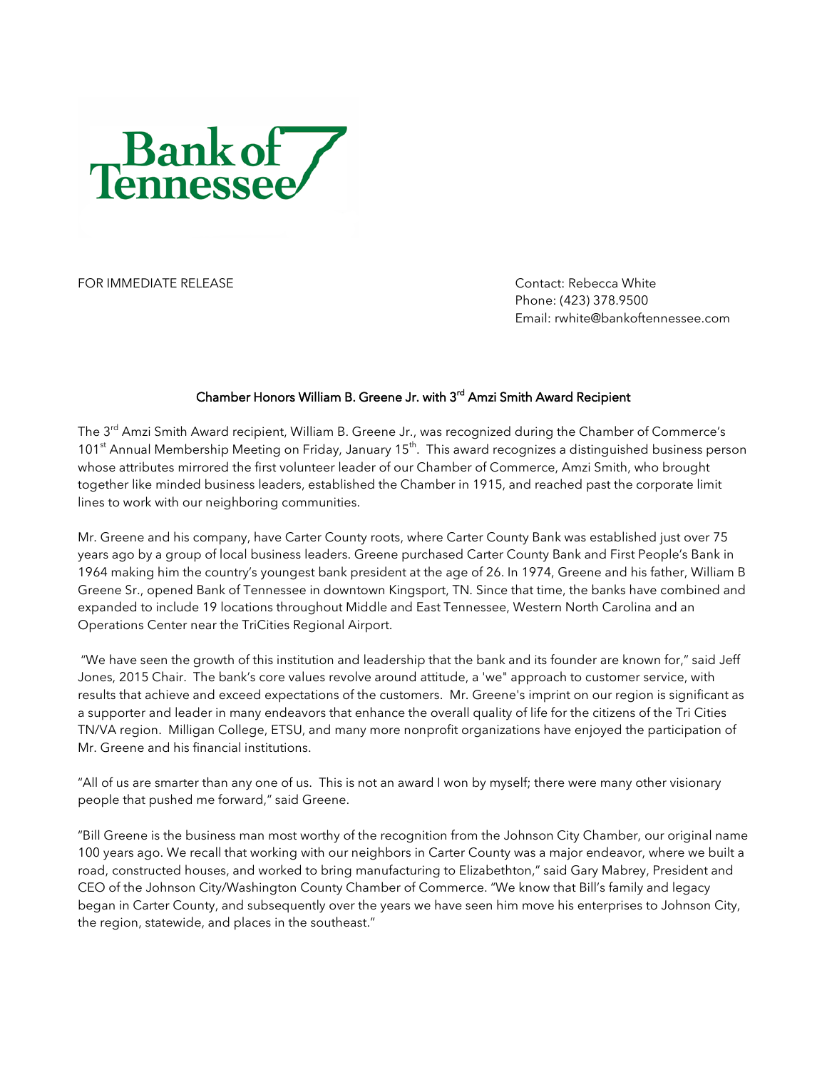Bank of Tennessee

FOR IMMEDIATE RELEASE

Contact: Rebecca White
Phone: (423) 378.9500
Email: rwhite@bankoftennessee.com

## Chamber Honors William B. Greene Jr. with 3rd Amzi Smith Award Recipient

The 3rd Amzi Smith Award recipient, William B. Greene Jr., was recognized during the Chamber of Commerce's 101st Annual Membership Meeting on Friday, January 15th. This award recognizes a distinguished business person whose attributes mirrored the first volunteer leader of our Chamber of Commerce, Amzi Smith, who brought together like minded business leaders, established the Chamber in 1915, and reached past the corporate limit lines to work with our neighboring communities.

Mr. Greene and his company, have Carter County roots, where Carter County Bank was established just over 75 years ago by a group of local business leaders. Greene purchased Carter County Bank and First People's Bank in 1964 making him the country's youngest bank president at the age of 26. In 1974, Greene and his father, William B Greene Sr., opened Bank of Tennessee in downtown Kingsport, TN. Since that time, the banks have combined and expanded to include 19 locations throughout Middle and East Tennessee, Western North Carolina and an Operations Center near the TriCities Regional Airport.

"We have seen the growth of this institution and leadership that the bank and its founder are known for," said Jeff Jones, 2015 Chair. The bank's core values revolve around attitude, a 'we" approach to customer service, with results that achieve and exceed expectations of the customers. Mr. Greene's imprint on our region is significant as a supporter and leader in many endeavors that enhance the overall quality of life for the citizens of the Tri Cities TN/VA region. Milligan College, ETSU, and many more nonprofit organizations have enjoyed the participation of Mr. Greene and his financial institutions.

"All of us are smarter than any one of us. This is not an award I won by myself; there were many other visionary people that pushed me forward," said Greene.

"Bill Greene is the business man most worthy of the recognition from the Johnson City Chamber, our original name 100 years ago. We recall that working with our neighbors in Carter County was a major endeavor, where we built a road, constructed houses, and worked to bring manufacturing to Elizabethton," said Gary Mabrey, President and CEO of the Johnson City/Washington County Chamber of Commerce. "We know that Bill's family and legacy began in Carter County, and subsequently over the years we have seen him move his enterprises to Johnson City, the region, statewide, and places in the southeast."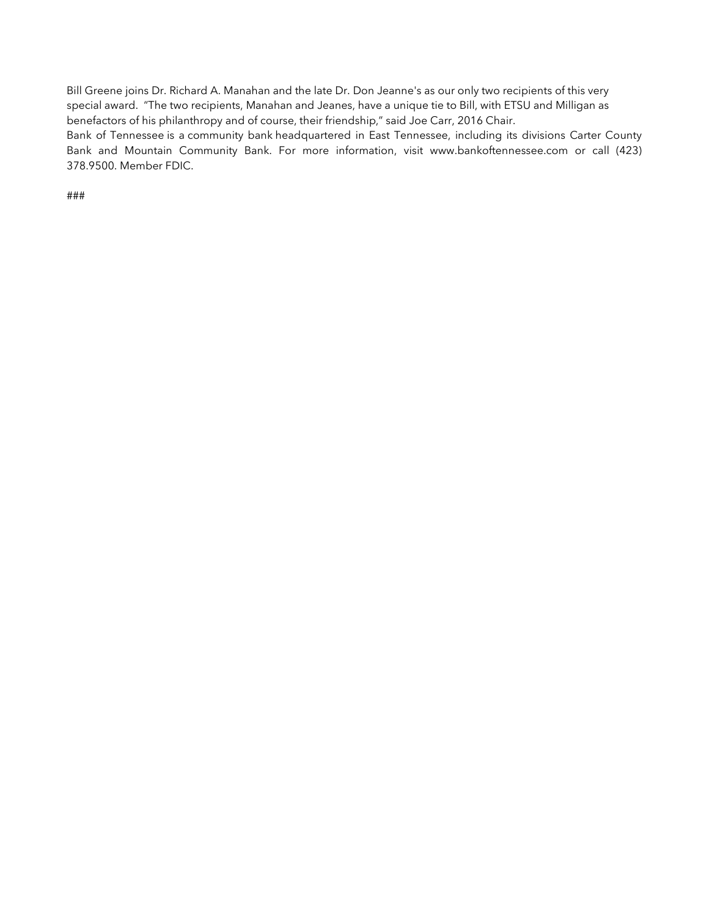Bill Greene joins Dr. Richard A. Manahan and the late Dr. Don Jeanne's as our only two recipients of this very special award. "The two recipients, Manahan and Jeanes, have a unique tie to Bill, with ETSU and Milligan as benefactors of his philanthropy and of course, their friendship," said Joe Carr, 2016 Chair.

Bank of Tennessee is a community bank headquartered in East Tennessee, including its divisions Carter County Bank and Mountain Community Bank. For more information, visit www.bankoftennessee.com or call (423) 378.9500. Member FDIC.

###